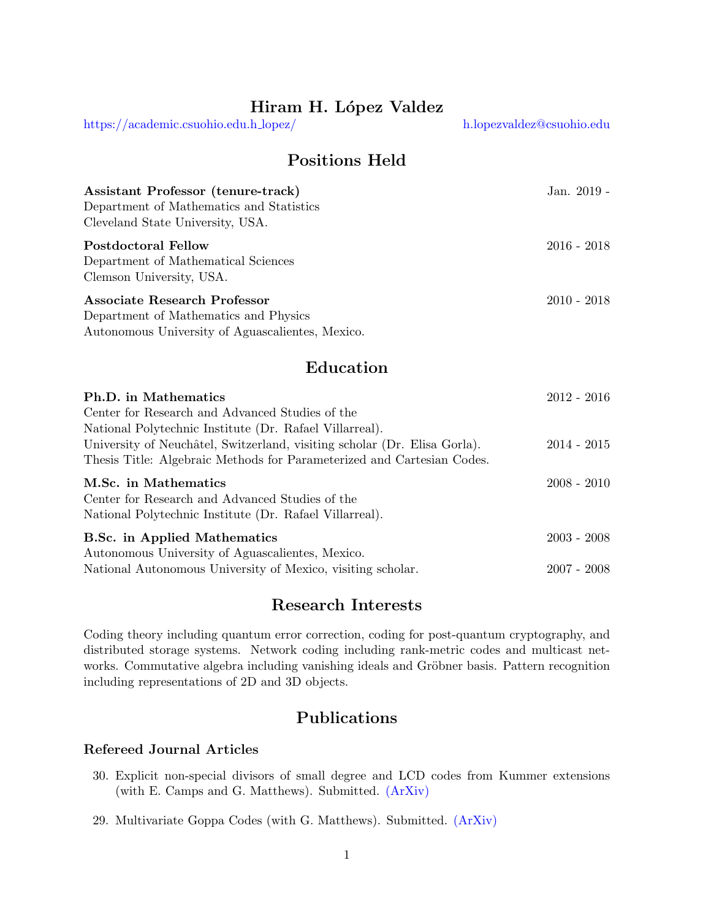# Hiram H. López Valdez

https://academic.csuohio.edu.h_lopez/ h.lopezvaldez@csuohio.edu

## Positions Held

**Assistant Professor (tenure-track)** Jan. 2019 -
Department of Mathematics and Statistics
Cleveland State University, USA.

**Postdoctoral Fellow** 2016 - 2018
Department of Mathematical Sciences
Clemson University, USA.

**Associate Research Professor** 2010 - 2018
Department of Mathematics and Physics
Autonomous University of Aguascalientes, Mexico.

## Education

**Ph.D. in Mathematics** 2012 - 2016
Center for Research and Advanced Studies of the
National Polytechnic Institute (Dr. Rafael Villarreal).
University of Neuchâtel, Switzerland, visiting scholar (Dr. Elisa Gorla). 2014 - 2015
Thesis Title: Algebraic Methods for Parameterized and Cartesian Codes.

**M.Sc. in Mathematics** 2008 - 2010
Center for Research and Advanced Studies of the
National Polytechnic Institute (Dr. Rafael Villarreal).

**B.Sc. in Applied Mathematics** 2003 - 2008
Autonomous University of Aguascalientes, Mexico.
National Autonomous University of Mexico, visiting scholar. 2007 - 2008

## Research Interests

Coding theory including quantum error correction, coding for post-quantum cryptography, and distributed storage systems. Network coding including rank-metric codes and multicast networks. Commutative algebra including vanishing ideals and Gröbner basis. Pattern recognition including representations of 2D and 3D objects.

## Publications

### Refereed Journal Articles

30. Explicit non-special divisors of small degree and LCD codes from Kummer extensions (with E. Camps and G. Matthews). Submitted. (ArXiv)

29. Multivariate Goppa Codes (with G. Matthews). Submitted. (ArXiv)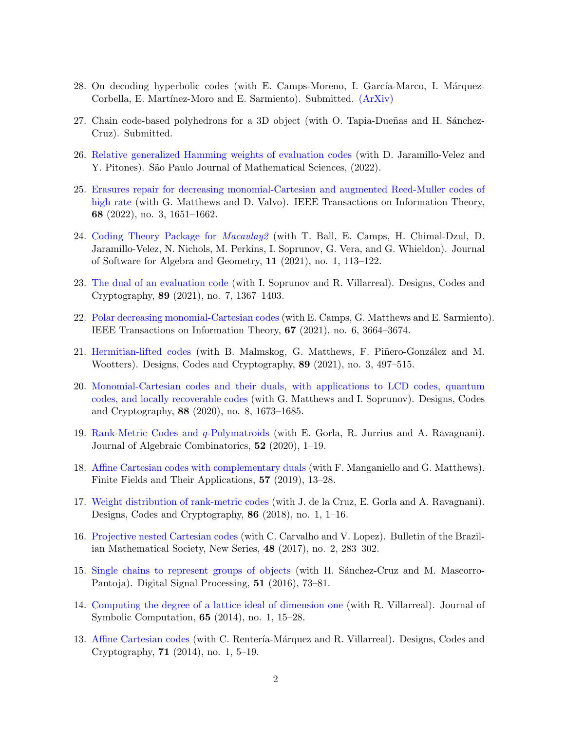28. On decoding hyperbolic codes (with E. Camps-Moreno, I. García-Marco, I. Márquez-Corbella, E. Martínez-Moro and E. Sarmiento). Submitted. (ArXiv)

27. Chain code-based polyhedrons for a 3D object (with O. Tapia-Dueñas and H. Sánchez-Cruz). Submitted.

26. Relative generalized Hamming weights of evaluation codes (with D. Jaramillo-Velez and Y. Pitones). São Paulo Journal of Mathematical Sciences, (2022).

25. Erasures repair for decreasing monomial-Cartesian and augmented Reed-Muller codes of high rate (with G. Matthews and D. Valvo). IEEE Transactions on Information Theory, **68** (2022), no. 3, 1651–1662.

24. Coding Theory Package for *Macaulay2* (with T. Ball, E. Camps, H. Chimal-Dzul, D. Jaramillo-Velez, N. Nichols, M. Perkins, I. Soprunov, G. Vera, and G. Whieldon). Journal of Software for Algebra and Geometry, **11** (2021), no. 1, 113–122.

23. The dual of an evaluation code (with I. Soprunov and R. Villarreal). Designs, Codes and Cryptography, **89** (2021), no. 7, 1367–1403.

22. Polar decreasing monomial-Cartesian codes (with E. Camps, G. Matthews and E. Sarmiento). IEEE Transactions on Information Theory, **67** (2021), no. 6, 3664–3674.

21. Hermitian-lifted codes (with B. Malmskog, G. Matthews, F. Piñero-González and M. Wootters). Designs, Codes and Cryptography, **89** (2021), no. 3, 497–515.

20. Monomial-Cartesian codes and their duals, with applications to LCD codes, quantum codes, and locally recoverable codes (with G. Matthews and I. Soprunov). Designs, Codes and Cryptography, **88** (2020), no. 8, 1673–1685.

19. Rank-Metric Codes and $q$-Polymatroids (with E. Gorla, R. Jurrius and A. Ravagnani). Journal of Algebraic Combinatorics, **52** (2020), 1–19.

18. Affine Cartesian codes with complementary duals (with F. Manganiello and G. Matthews). Finite Fields and Their Applications, **57** (2019), 13–28.

17. Weight distribution of rank-metric codes (with J. de la Cruz, E. Gorla and A. Ravagnani). Designs, Codes and Cryptography, **86** (2018), no. 1, 1–16.

16. Projective nested Cartesian codes (with C. Carvalho and V. Lopez). Bulletin of the Brazilian Mathematical Society, New Series, **48** (2017), no. 2, 283–302.

15. Single chains to represent groups of objects (with H. Sánchez-Cruz and M. Mascorro-Pantoja). Digital Signal Processing, **51** (2016), 73–81.

14. Computing the degree of a lattice ideal of dimension one (with R. Villarreal). Journal of Symbolic Computation, **65** (2014), no. 1, 15–28.

13. Affine Cartesian codes (with C. Rentería-Márquez and R. Villarreal). Designs, Codes and Cryptography, **71** (2014), no. 1, 5–19.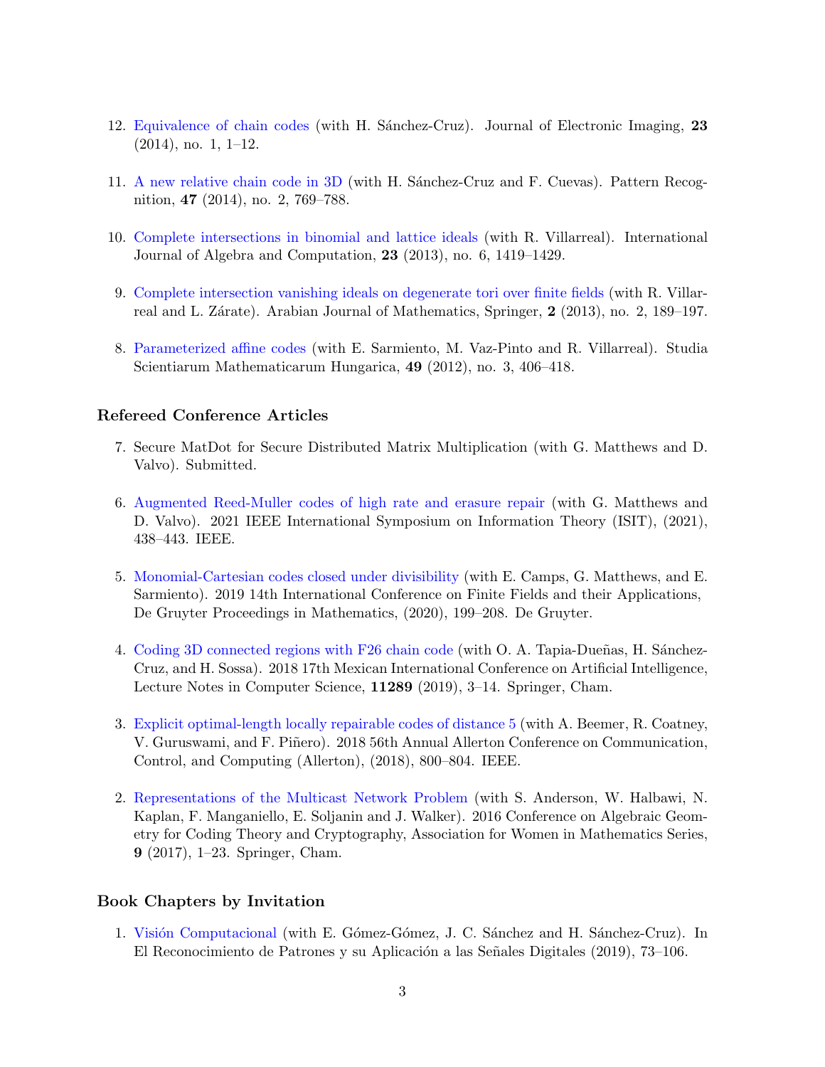12. Equivalence of chain codes (with H. Sánchez-Cruz). Journal of Electronic Imaging, **23** (2014), no. 1, 1–12.

11. A new relative chain code in 3D (with H. Sánchez-Cruz and F. Cuevas). Pattern Recognition, **47** (2014), no. 2, 769–788.

10. Complete intersections in binomial and lattice ideals (with R. Villarreal). International Journal of Algebra and Computation, **23** (2013), no. 6, 1419–1429.

9. Complete intersection vanishing ideals on degenerate tori over finite fields (with R. Villarreal and L. Zárate). Arabian Journal of Mathematics, Springer, **2** (2013), no. 2, 189–197.

8. Parameterized affine codes (with E. Sarmiento, M. Vaz-Pinto and R. Villarreal). Studia Scientiarum Mathematicarum Hungarica, **49** (2012), no. 3, 406–418.

### Refereed Conference Articles

7. Secure MatDot for Secure Distributed Matrix Multiplication (with G. Matthews and D. Valvo). Submitted.

6. Augmented Reed-Muller codes of high rate and erasure repair (with G. Matthews and D. Valvo). 2021 IEEE International Symposium on Information Theory (ISIT), (2021), 438–443. IEEE.

5. Monomial-Cartesian codes closed under divisibility (with E. Camps, G. Matthews, and E. Sarmiento). 2019 14th International Conference on Finite Fields and their Applications, De Gruyter Proceedings in Mathematics, (2020), 199–208. De Gruyter.

4. Coding 3D connected regions with F26 chain code (with O. A. Tapia-Dueñas, H. Sánchez-Cruz, and H. Sossa). 2018 17th Mexican International Conference on Artificial Intelligence, Lecture Notes in Computer Science, **11289** (2019), 3–14. Springer, Cham.

3. Explicit optimal-length locally repairable codes of distance 5 (with A. Beemer, R. Coatney, V. Guruswami, and F. Piñero). 2018 56th Annual Allerton Conference on Communication, Control, and Computing (Allerton), (2018), 800–804. IEEE.

2. Representations of the Multicast Network Problem (with S. Anderson, W. Halbawi, N. Kaplan, F. Manganiello, E. Soljanin and J. Walker). 2016 Conference on Algebraic Geometry for Coding Theory and Cryptography, Association for Women in Mathematics Series, **9** (2017), 1–23. Springer, Cham.

### Book Chapters by Invitation

1. Visión Computacional (with E. Gómez-Gómez, J. C. Sánchez and H. Sánchez-Cruz). In El Reconocimiento de Patrones y su Aplicación a las Señales Digitales (2019), 73–106.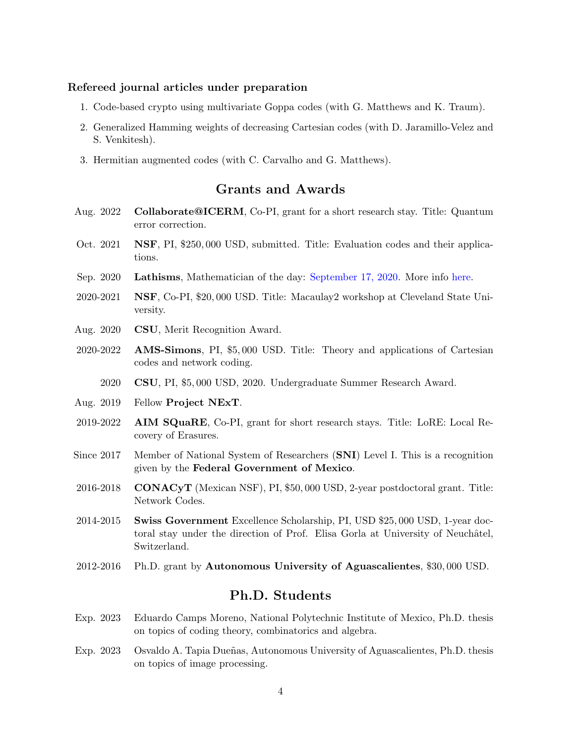### Refereed journal articles under preparation

1. Code-based crypto using multivariate Goppa codes (with G. Matthews and K. Traum).
2. Generalized Hamming weights of decreasing Cartesian codes (with D. Jaramillo-Velez and S. Venkitesh).
3. Hermitian augmented codes (with C. Carvalho and G. Matthews).

## Grants and Awards

- Aug. 2022 — **Collaborate@ICERM**, Co-PI, grant for a short research stay. Title: Quantum error correction.
- Oct. 2021 — **NSF**, PI, $250,000 USD, submitted. Title: Evaluation codes and their applications.
- Sep. 2020 — **Lathisms**, Mathematician of the day: September 17, 2020. More info here.
- 2020-2021 — **NSF**, Co-PI, $20,000 USD. Title: Macaulay2 workshop at Cleveland State University.
- Aug. 2020 — **CSU**, Merit Recognition Award.
- 2020-2022 — **AMS-Simons**, PI, $5,000 USD. Title: Theory and applications of Cartesian codes and network coding.
- 2020 — **CSU**, PI, $5,000 USD, 2020. Undergraduate Summer Research Award.
- Aug. 2019 — Fellow **Project NExT**.
- 2019-2022 — **AIM SQuaRE**, Co-PI, grant for short research stays. Title: LoRE: Local Recovery of Erasures.
- Since 2017 — Member of National System of Researchers (**SNI**) Level I. This is a recognition given by the **Federal Government of Mexico**.
- 2016-2018 — **CONACyT** (Mexican NSF), PI, $50,000 USD, 2-year postdoctoral grant. Title: Network Codes.
- 2014-2015 — **Swiss Government** Excellence Scholarship, PI, USD $25,000 USD, 1-year doctoral stay under the direction of Prof. Elisa Gorla at University of Neuchâtel, Switzerland.
- 2012-2016 — Ph.D. grant by **Autonomous University of Aguascalientes**, $30,000 USD.

## Ph.D. Students

- Exp. 2023 — Eduardo Camps Moreno, National Polytechnic Institute of Mexico, Ph.D. thesis on topics of coding theory, combinatorics and algebra.
- Exp. 2023 — Osvaldo A. Tapia Dueñas, Autonomous University of Aguascalientes, Ph.D. thesis on topics of image processing.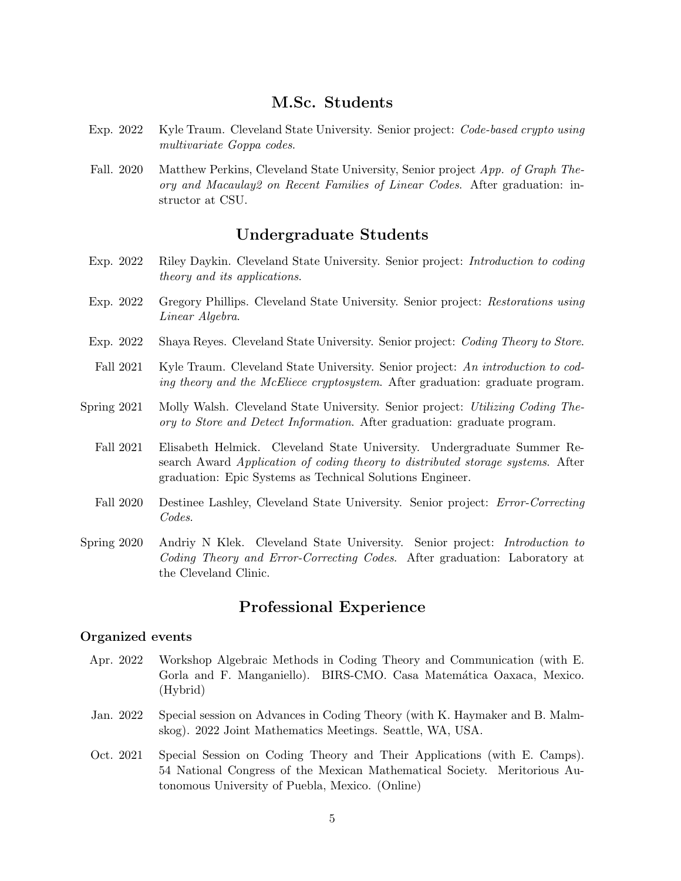## M.Sc. Students

- Exp. 2022 — Kyle Traum. Cleveland State University. Senior project: *Code-based crypto using multivariate Goppa codes*.
- Fall. 2020 — Matthew Perkins, Cleveland State University, Senior project *App. of Graph Theory and Macaulay2 on Recent Families of Linear Codes*. After graduation: instructor at CSU.

## Undergraduate Students

- Exp. 2022 — Riley Daykin. Cleveland State University. Senior project: *Introduction to coding theory and its applications*.
- Exp. 2022 — Gregory Phillips. Cleveland State University. Senior project: *Restorations using Linear Algebra*.
- Exp. 2022 — Shaya Reyes. Cleveland State University. Senior project: *Coding Theory to Store*.
- Fall 2021 — Kyle Traum. Cleveland State University. Senior project: *An introduction to coding theory and the McEliece cryptosystem*. After graduation: graduate program.
- Spring 2021 — Molly Walsh. Cleveland State University. Senior project: *Utilizing Coding Theory to Store and Detect Information*. After graduation: graduate program.
- Fall 2021 — Elisabeth Helmick. Cleveland State University. Undergraduate Summer Research Award *Application of coding theory to distributed storage systems.* After graduation: Epic Systems as Technical Solutions Engineer.
- Fall 2020 — Destinee Lashley, Cleveland State University. Senior project: *Error-Correcting Codes*.
- Spring 2020 — Andriy N Klek. Cleveland State University. Senior project: *Introduction to Coding Theory and Error-Correcting Codes*. After graduation: Laboratory at the Cleveland Clinic.

## Professional Experience

### Organized events

- Apr. 2022 — Workshop Algebraic Methods in Coding Theory and Communication (with E. Gorla and F. Manganiello). BIRS-CMO. Casa Matemática Oaxaca, Mexico. (Hybrid)
- Jan. 2022 — Special session on Advances in Coding Theory (with K. Haymaker and B. Malmskog). 2022 Joint Mathematics Meetings. Seattle, WA, USA.
- Oct. 2021 — Special Session on Coding Theory and Their Applications (with E. Camps). 54 National Congress of the Mexican Mathematical Society. Meritorious Autonomous University of Puebla, Mexico. (Online)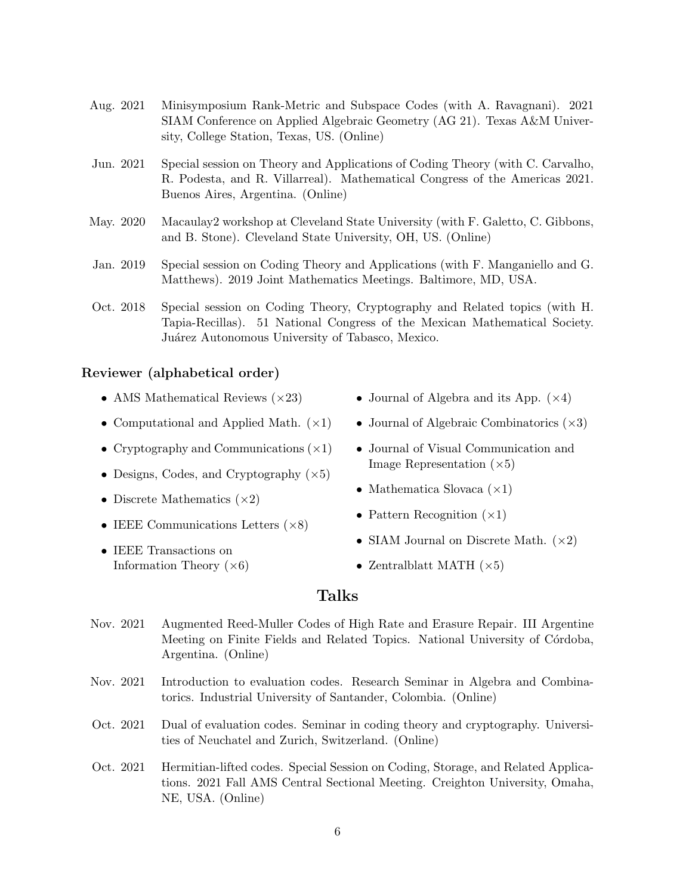- Aug. 2021 — Minisymposium Rank-Metric and Subspace Codes (with A. Ravagnani). 2021 SIAM Conference on Applied Algebraic Geometry (AG 21). Texas A&M University, College Station, Texas, US. (Online)
- Jun. 2021 — Special session on Theory and Applications of Coding Theory (with C. Carvalho, R. Podesta, and R. Villarreal). Mathematical Congress of the Americas 2021. Buenos Aires, Argentina. (Online)
- May. 2020 — Macaulay2 workshop at Cleveland State University (with F. Galetto, C. Gibbons, and B. Stone). Cleveland State University, OH, US. (Online)
- Jan. 2019 — Special session on Coding Theory and Applications (with F. Manganiello and G. Matthews). 2019 Joint Mathematics Meetings. Baltimore, MD, USA.
- Oct. 2018 — Special session on Coding Theory, Cryptography and Related topics (with H. Tapia-Recillas). 51 National Congress of the Mexican Mathematical Society. Juárez Autonomous University of Tabasco, Mexico.

### Reviewer (alphabetical order)

- AMS Mathematical Reviews (×23)
- Computational and Applied Math. (×1)
- Cryptography and Communications (×1)
- Designs, Codes, and Cryptography (×5)
- Discrete Mathematics (×2)
- IEEE Communications Letters (×8)
- IEEE Transactions on Information Theory (×6)
- Journal of Algebra and its App. (×4)
- Journal of Algebraic Combinatorics (×3)
- Journal of Visual Communication and Image Representation (×5)
- Mathematica Slovaca (×1)
- Pattern Recognition (×1)
- SIAM Journal on Discrete Math. (×2)
- Zentralblatt MATH (×5)

## Talks

- Nov. 2021 — Augmented Reed-Muller Codes of High Rate and Erasure Repair. III Argentine Meeting on Finite Fields and Related Topics. National University of Córdoba, Argentina. (Online)
- Nov. 2021 — Introduction to evaluation codes. Research Seminar in Algebra and Combinatorics. Industrial University of Santander, Colombia. (Online)
- Oct. 2021 — Dual of evaluation codes. Seminar in coding theory and cryptography. Universities of Neuchatel and Zurich, Switzerland. (Online)
- Oct. 2021 — Hermitian-lifted codes. Special Session on Coding, Storage, and Related Applications. 2021 Fall AMS Central Sectional Meeting. Creighton University, Omaha, NE, USA. (Online)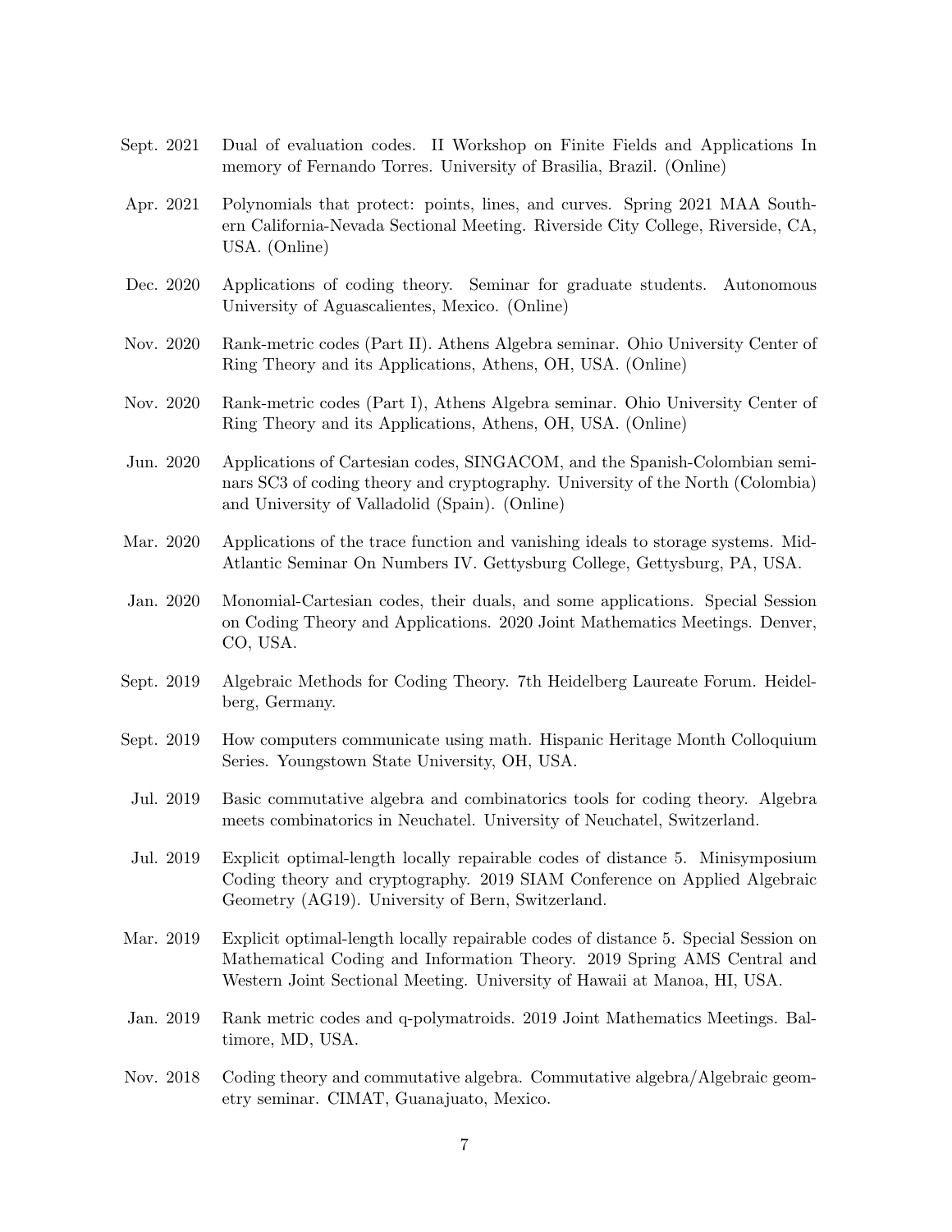Sept. 2021 Dual of evaluation codes. II Workshop on Finite Fields and Applications In memory of Fernando Torres. University of Brasilia, Brazil. (Online)

Apr. 2021 Polynomials that protect: points, lines, and curves. Spring 2021 MAA Southern California-Nevada Sectional Meeting. Riverside City College, Riverside, CA, USA. (Online)

Dec. 2020 Applications of coding theory. Seminar for graduate students. Autonomous University of Aguascalientes, Mexico. (Online)

Nov. 2020 Rank-metric codes (Part II). Athens Algebra seminar. Ohio University Center of Ring Theory and its Applications, Athens, OH, USA. (Online)

Nov. 2020 Rank-metric codes (Part I), Athens Algebra seminar. Ohio University Center of Ring Theory and its Applications, Athens, OH, USA. (Online)

Jun. 2020 Applications of Cartesian codes, SINGACOM, and the Spanish-Colombian seminars SC3 of coding theory and cryptography. University of the North (Colombia) and University of Valladolid (Spain). (Online)

Mar. 2020 Applications of the trace function and vanishing ideals to storage systems. Mid-Atlantic Seminar On Numbers IV. Gettysburg College, Gettysburg, PA, USA.

Jan. 2020 Monomial-Cartesian codes, their duals, and some applications. Special Session on Coding Theory and Applications. 2020 Joint Mathematics Meetings. Denver, CO, USA.

Sept. 2019 Algebraic Methods for Coding Theory. 7th Heidelberg Laureate Forum. Heidelberg, Germany.

Sept. 2019 How computers communicate using math. Hispanic Heritage Month Colloquium Series. Youngstown State University, OH, USA.

Jul. 2019 Basic commutative algebra and combinatorics tools for coding theory. Algebra meets combinatorics in Neuchatel. University of Neuchatel, Switzerland.

Jul. 2019 Explicit optimal-length locally repairable codes of distance 5. Minisymposium Coding theory and cryptography. 2019 SIAM Conference on Applied Algebraic Geometry (AG19). University of Bern, Switzerland.

Mar. 2019 Explicit optimal-length locally repairable codes of distance 5. Special Session on Mathematical Coding and Information Theory. 2019 Spring AMS Central and Western Joint Sectional Meeting. University of Hawaii at Manoa, HI, USA.

Jan. 2019 Rank metric codes and q-polymatroids. 2019 Joint Mathematics Meetings. Baltimore, MD, USA.

Nov. 2018 Coding theory and commutative algebra. Commutative algebra/Algebraic geometry seminar. CIMAT, Guanajuato, Mexico.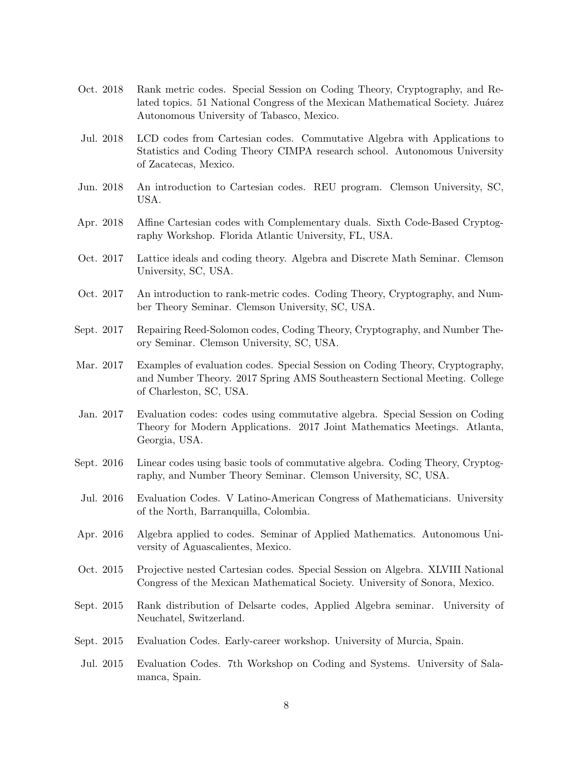Oct. 2018 Rank metric codes. Special Session on Coding Theory, Cryptography, and Related topics. 51 National Congress of the Mexican Mathematical Society. Juárez Autonomous University of Tabasco, Mexico.

Jul. 2018 LCD codes from Cartesian codes. Commutative Algebra with Applications to Statistics and Coding Theory CIMPA research school. Autonomous University of Zacatecas, Mexico.

Jun. 2018 An introduction to Cartesian codes. REU program. Clemson University, SC, USA.

Apr. 2018 Affine Cartesian codes with Complementary duals. Sixth Code-Based Cryptography Workshop. Florida Atlantic University, FL, USA.

Oct. 2017 Lattice ideals and coding theory. Algebra and Discrete Math Seminar. Clemson University, SC, USA.

Oct. 2017 An introduction to rank-metric codes. Coding Theory, Cryptography, and Number Theory Seminar. Clemson University, SC, USA.

Sept. 2017 Repairing Reed-Solomon codes, Coding Theory, Cryptography, and Number Theory Seminar. Clemson University, SC, USA.

Mar. 2017 Examples of evaluation codes. Special Session on Coding Theory, Cryptography, and Number Theory. 2017 Spring AMS Southeastern Sectional Meeting. College of Charleston, SC, USA.

Jan. 2017 Evaluation codes: codes using commutative algebra. Special Session on Coding Theory for Modern Applications. 2017 Joint Mathematics Meetings. Atlanta, Georgia, USA.

Sept. 2016 Linear codes using basic tools of commutative algebra. Coding Theory, Cryptography, and Number Theory Seminar. Clemson University, SC, USA.

Jul. 2016 Evaluation Codes. V Latino-American Congress of Mathematicians. University of the North, Barranquilla, Colombia.

Apr. 2016 Algebra applied to codes. Seminar of Applied Mathematics. Autonomous University of Aguascalientes, Mexico.

Oct. 2015 Projective nested Cartesian codes. Special Session on Algebra. XLVIII National Congress of the Mexican Mathematical Society. University of Sonora, Mexico.

Sept. 2015 Rank distribution of Delsarte codes, Applied Algebra seminar. University of Neuchatel, Switzerland.

Sept. 2015 Evaluation Codes. Early-career workshop. University of Murcia, Spain.

Jul. 2015 Evaluation Codes. 7th Workshop on Coding and Systems. University of Salamanca, Spain.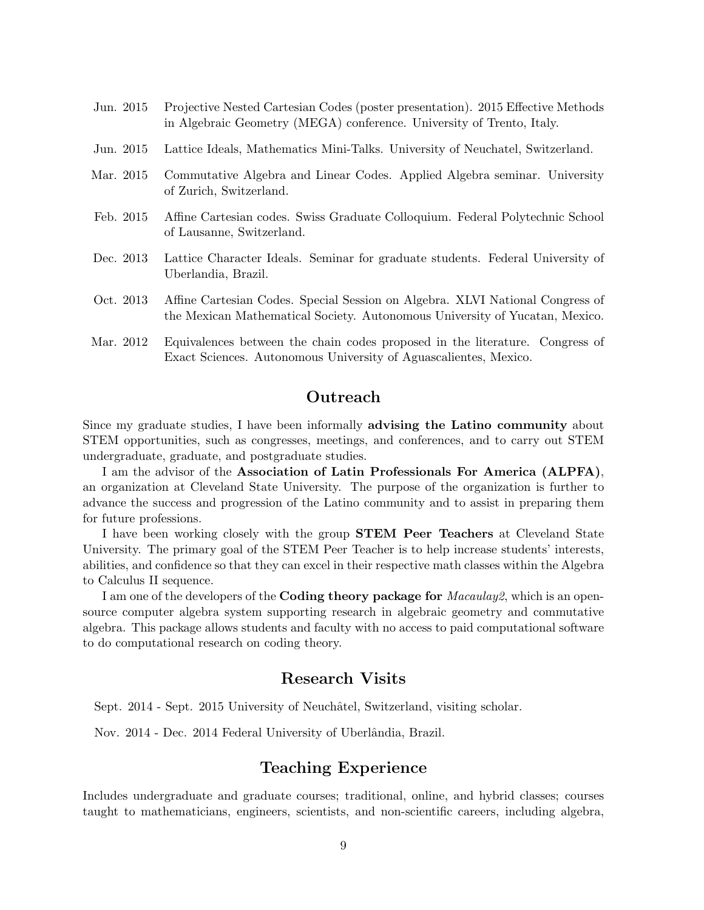Jun. 2015 Projective Nested Cartesian Codes (poster presentation). 2015 Effective Methods in Algebraic Geometry (MEGA) conference. University of Trento, Italy.

Jun. 2015 Lattice Ideals, Mathematics Mini-Talks. University of Neuchatel, Switzerland.

Mar. 2015 Commutative Algebra and Linear Codes. Applied Algebra seminar. University of Zurich, Switzerland.

Feb. 2015 Affine Cartesian codes. Swiss Graduate Colloquium. Federal Polytechnic School of Lausanne, Switzerland.

Dec. 2013 Lattice Character Ideals. Seminar for graduate students. Federal University of Uberlandia, Brazil.

Oct. 2013 Affine Cartesian Codes. Special Session on Algebra. XLVI National Congress of the Mexican Mathematical Society. Autonomous University of Yucatan, Mexico.

Mar. 2012 Equivalences between the chain codes proposed in the literature. Congress of Exact Sciences. Autonomous University of Aguascalientes, Mexico.

## Outreach

Since my graduate studies, I have been informally **advising the Latino community** about STEM opportunities, such as congresses, meetings, and conferences, and to carry out STEM undergraduate, graduate, and postgraduate studies.

I am the advisor of the **Association of Latin Professionals For America (ALPFA)**, an organization at Cleveland State University. The purpose of the organization is further to advance the success and progression of the Latino community and to assist in preparing them for future professions.

I have been working closely with the group **STEM Peer Teachers** at Cleveland State University. The primary goal of the STEM Peer Teacher is to help increase students' interests, abilities, and confidence so that they can excel in their respective math classes within the Algebra to Calculus II sequence.

I am one of the developers of the **Coding theory package for** *Macaulay2*, which is an open-source computer algebra system supporting research in algebraic geometry and commutative algebra. This package allows students and faculty with no access to paid computational software to do computational research on coding theory.

## Research Visits

Sept. 2014 - Sept. 2015 University of Neuchâtel, Switzerland, visiting scholar.

Nov. 2014 - Dec. 2014 Federal University of Uberlândia, Brazil.

## Teaching Experience

Includes undergraduate and graduate courses; traditional, online, and hybrid classes; courses taught to mathematicians, engineers, scientists, and non-scientific careers, including algebra,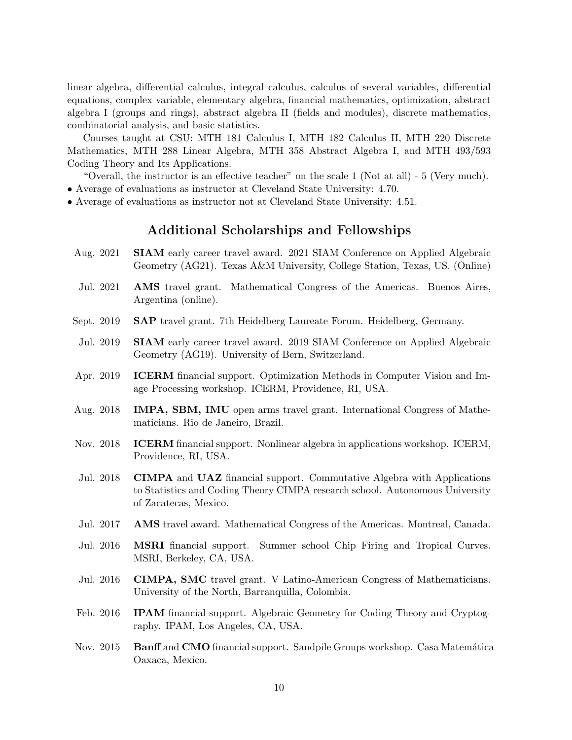linear algebra, differential calculus, integral calculus, calculus of several variables, differential equations, complex variable, elementary algebra, financial mathematics, optimization, abstract algebra I (groups and rings), abstract algebra II (fields and modules), discrete mathematics, combinatorial analysis, and basic statistics.

Courses taught at CSU: MTH 181 Calculus I, MTH 182 Calculus II, MTH 220 Discrete Mathematics, MTH 288 Linear Algebra, MTH 358 Abstract Algebra I, and MTH 493/593 Coding Theory and Its Applications.

"Overall, the instructor is an effective teacher" on the scale 1 (Not at all) - 5 (Very much).

- Average of evaluations as instructor at Cleveland State University: 4.70.
- Average of evaluations as instructor not at Cleveland State University: 4.51.

## Additional Scholarships and Fellowships

- Aug. 2021 — **SIAM** early career travel award. 2021 SIAM Conference on Applied Algebraic Geometry (AG21). Texas A&M University, College Station, Texas, US. (Online)
- Jul. 2021 — **AMS** travel grant. Mathematical Congress of the Americas. Buenos Aires, Argentina (online).
- Sept. 2019 — **SAP** travel grant. 7th Heidelberg Laureate Forum. Heidelberg, Germany.
- Jul. 2019 — **SIAM** early career travel award. 2019 SIAM Conference on Applied Algebraic Geometry (AG19). University of Bern, Switzerland.
- Apr. 2019 — **ICERM** financial support. Optimization Methods in Computer Vision and Image Processing workshop. ICERM, Providence, RI, USA.
- Aug. 2018 — **IMPA, SBM, IMU** open arms travel grant. International Congress of Mathematicians. Rio de Janeiro, Brazil.
- Nov. 2018 — **ICERM** financial support. Nonlinear algebra in applications workshop. ICERM, Providence, RI, USA.
- Jul. 2018 — **CIMPA** and **UAZ** financial support. Commutative Algebra with Applications to Statistics and Coding Theory CIMPA research school. Autonomous University of Zacatecas, Mexico.
- Jul. 2017 — **AMS** travel award. Mathematical Congress of the Americas. Montreal, Canada.
- Jul. 2016 — **MSRI** financial support. Summer school Chip Firing and Tropical Curves. MSRI, Berkeley, CA, USA.
- Jul. 2016 — **CIMPA, SMC** travel grant. V Latino-American Congress of Mathematicians. University of the North, Barranquilla, Colombia.
- Feb. 2016 — **IPAM** financial support. Algebraic Geometry for Coding Theory and Cryptography. IPAM, Los Angeles, CA, USA.
- Nov. 2015 — **Banff** and **CMO** financial support. Sandpile Groups workshop. Casa Matemática Oaxaca, Mexico.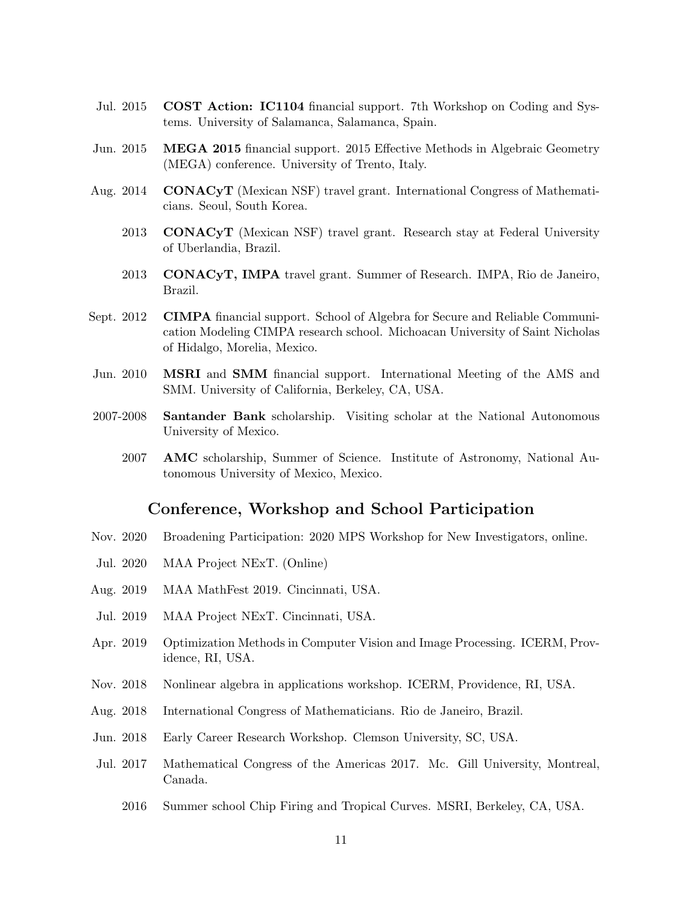Jul. 2015 **COST Action: IC1104** financial support. 7th Workshop on Coding and Systems. University of Salamanca, Salamanca, Spain.

Jun. 2015 **MEGA 2015** financial support. 2015 Effective Methods in Algebraic Geometry (MEGA) conference. University of Trento, Italy.

Aug. 2014 **CONACyT** (Mexican NSF) travel grant. International Congress of Mathematicians. Seoul, South Korea.

2013 **CONACyT** (Mexican NSF) travel grant. Research stay at Federal University of Uberlandia, Brazil.

2013 **CONACyT, IMPA** travel grant. Summer of Research. IMPA, Rio de Janeiro, Brazil.

Sept. 2012 **CIMPA** financial support. School of Algebra for Secure and Reliable Communication Modeling CIMPA research school. Michoacan University of Saint Nicholas of Hidalgo, Morelia, Mexico.

Jun. 2010 **MSRI** and **SMM** financial support. International Meeting of the AMS and SMM. University of California, Berkeley, CA, USA.

2007-2008 **Santander Bank** scholarship. Visiting scholar at the National Autonomous University of Mexico.

2007 **AMC** scholarship, Summer of Science. Institute of Astronomy, National Autonomous University of Mexico, Mexico.

## Conference, Workshop and School Participation

Nov. 2020 Broadening Participation: 2020 MPS Workshop for New Investigators, online.

Jul. 2020 MAA Project NExT. (Online)

Aug. 2019 MAA MathFest 2019. Cincinnati, USA.

Jul. 2019 MAA Project NExT. Cincinnati, USA.

Apr. 2019 Optimization Methods in Computer Vision and Image Processing. ICERM, Providence, RI, USA.

Nov. 2018 Nonlinear algebra in applications workshop. ICERM, Providence, RI, USA.

Aug. 2018 International Congress of Mathematicians. Rio de Janeiro, Brazil.

Jun. 2018 Early Career Research Workshop. Clemson University, SC, USA.

Jul. 2017 Mathematical Congress of the Americas 2017. Mc. Gill University, Montreal, Canada.

2016 Summer school Chip Firing and Tropical Curves. MSRI, Berkeley, CA, USA.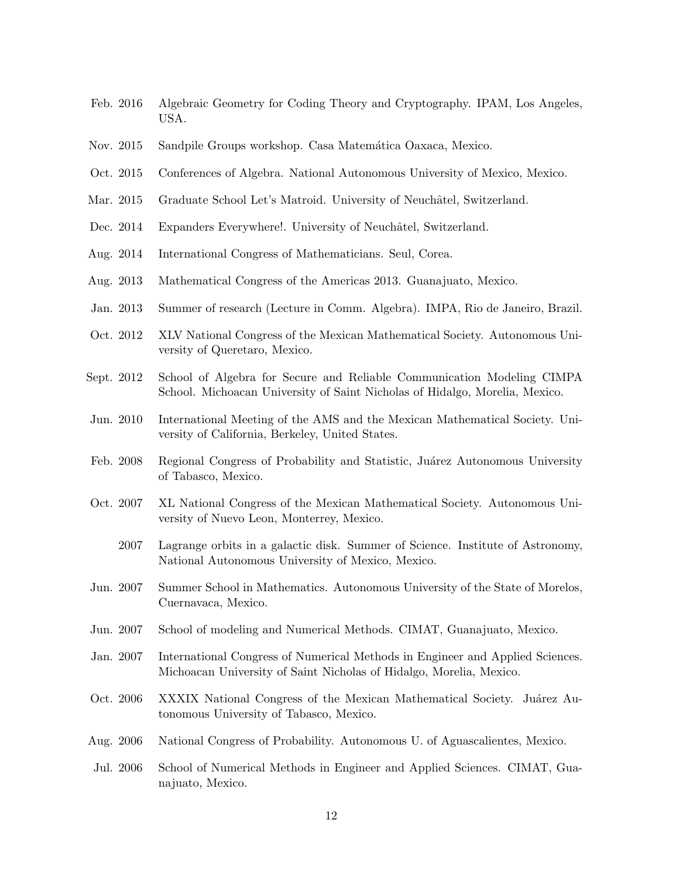Feb. 2016 Algebraic Geometry for Coding Theory and Cryptography. IPAM, Los Angeles, USA.

Nov. 2015 Sandpile Groups workshop. Casa Matemática Oaxaca, Mexico.

Oct. 2015 Conferences of Algebra. National Autonomous University of Mexico, Mexico.

Mar. 2015 Graduate School Let's Matroid. University of Neuchâtel, Switzerland.

Dec. 2014 Expanders Everywhere!. University of Neuchâtel, Switzerland.

Aug. 2014 International Congress of Mathematicians. Seul, Corea.

Aug. 2013 Mathematical Congress of the Americas 2013. Guanajuato, Mexico.

Jan. 2013 Summer of research (Lecture in Comm. Algebra). IMPA, Rio de Janeiro, Brazil.

Oct. 2012 XLV National Congress of the Mexican Mathematical Society. Autonomous University of Queretaro, Mexico.

Sept. 2012 School of Algebra for Secure and Reliable Communication Modeling CIMPA School. Michoacan University of Saint Nicholas of Hidalgo, Morelia, Mexico.

Jun. 2010 International Meeting of the AMS and the Mexican Mathematical Society. University of California, Berkeley, United States.

Feb. 2008 Regional Congress of Probability and Statistic, Juárez Autonomous University of Tabasco, Mexico.

Oct. 2007 XL National Congress of the Mexican Mathematical Society. Autonomous University of Nuevo Leon, Monterrey, Mexico.

2007 Lagrange orbits in a galactic disk. Summer of Science. Institute of Astronomy, National Autonomous University of Mexico, Mexico.

Jun. 2007 Summer School in Mathematics. Autonomous University of the State of Morelos, Cuernavaca, Mexico.

Jun. 2007 School of modeling and Numerical Methods. CIMAT, Guanajuato, Mexico.

Jan. 2007 International Congress of Numerical Methods in Engineer and Applied Sciences. Michoacan University of Saint Nicholas of Hidalgo, Morelia, Mexico.

Oct. 2006 XXXIX National Congress of the Mexican Mathematical Society. Juárez Autonomous University of Tabasco, Mexico.

Aug. 2006 National Congress of Probability. Autonomous U. of Aguascalientes, Mexico.

Jul. 2006 School of Numerical Methods in Engineer and Applied Sciences. CIMAT, Guanajuato, Mexico.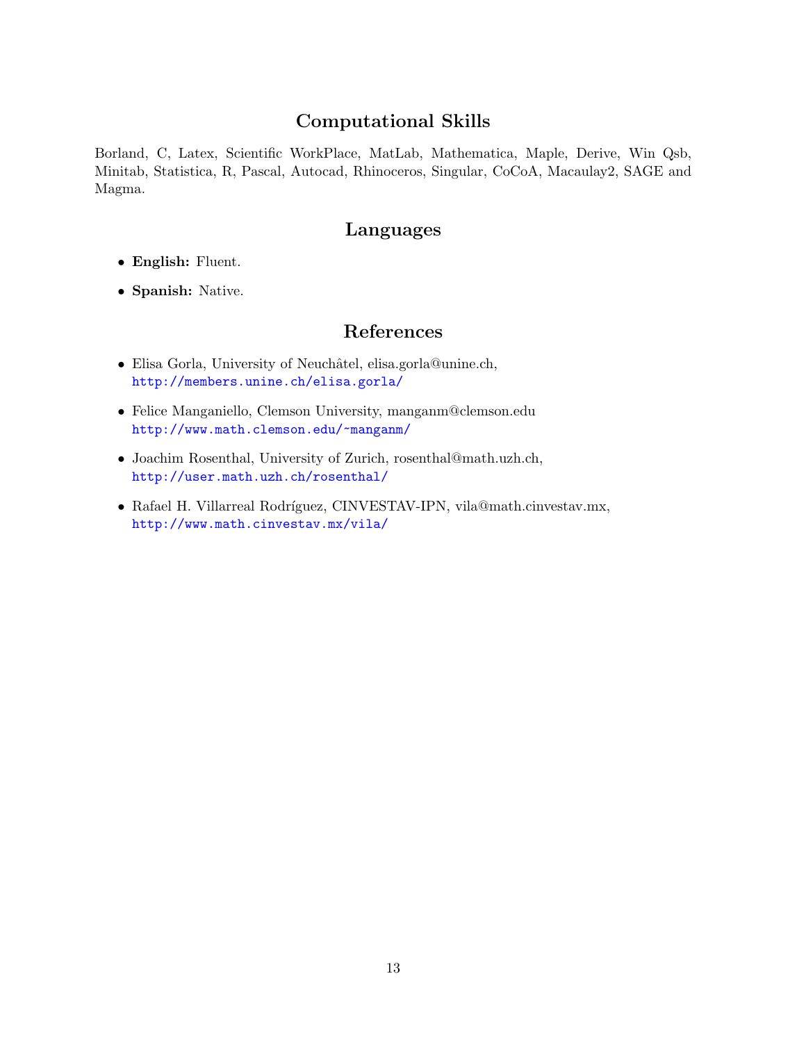## Computational Skills

Borland, C, Latex, Scientific WorkPlace, MatLab, Mathematica, Maple, Derive, Win Qsb, Minitab, Statistica, R, Pascal, Autocad, Rhinoceros, Singular, CoCoA, Macaulay2, SAGE and Magma.

## Languages

- **English:** Fluent.
- **Spanish:** Native.

## References

- Elisa Gorla, University of Neuchâtel, elisa.gorla@unine.ch, http://members.unine.ch/elisa.gorla/
- Felice Manganiello, Clemson University, manganm@clemson.edu http://www.math.clemson.edu/~manganm/
- Joachim Rosenthal, University of Zurich, rosenthal@math.uzh.ch, http://user.math.uzh.ch/rosenthal/
- Rafael H. Villarreal Rodríguez, CINVESTAV-IPN, vila@math.cinvestav.mx, http://www.math.cinvestav.mx/vila/